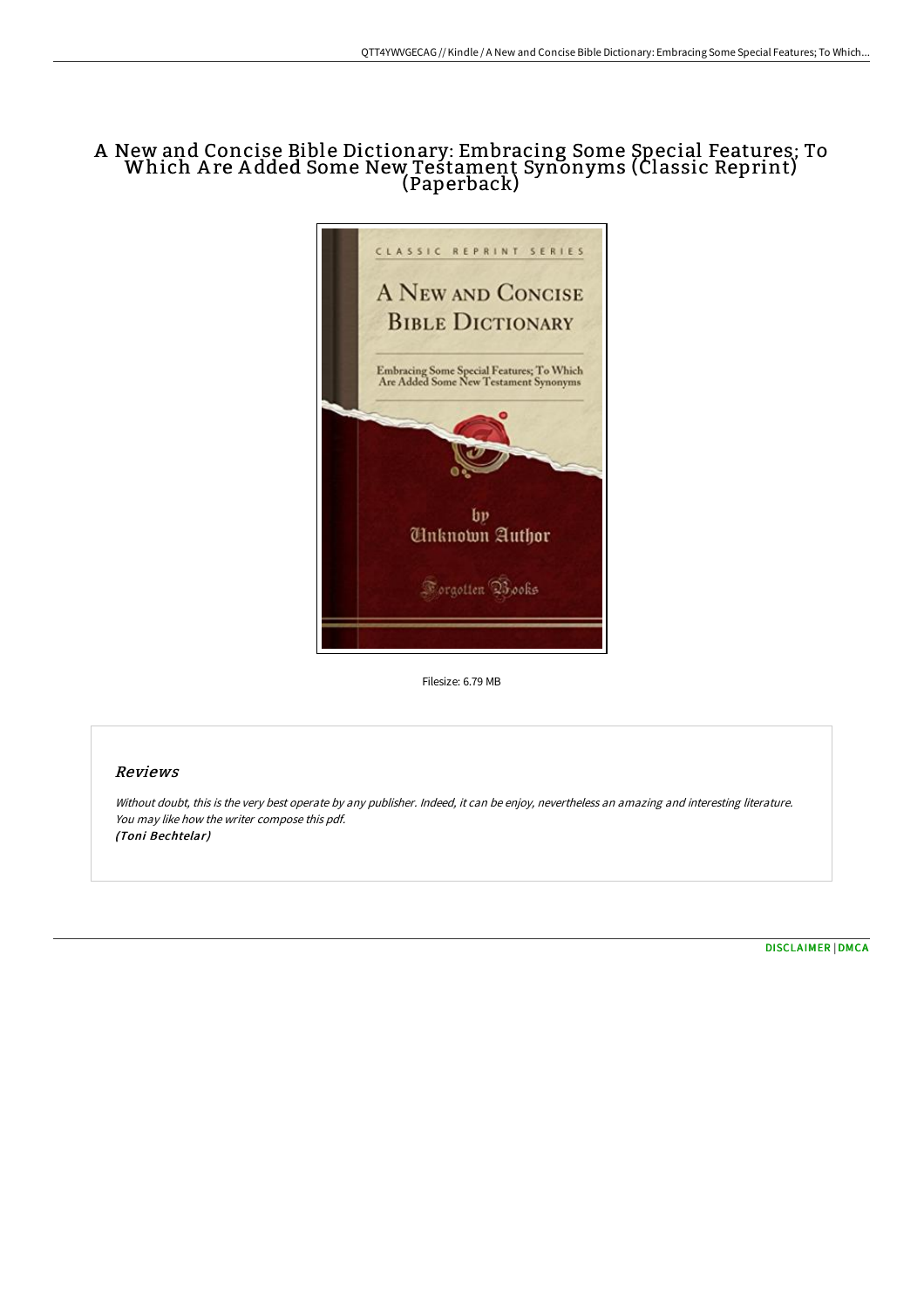# A New and Concise Bible Dictionary: Embracing Some Special Features; To Which Are Added Some New Testament Synonyms (Classic Reprint) (Paperback)

Filesize: 6.79 MB

## Reviews

*Without doubt, this is the very best operate by any publisher. Indeed, it can be enjoy, nevertheless an amazing and interesting literature. You may like how the writer compose this pdf.*
*(Toni Bechtelar)*

DISCLAIMER | DMCA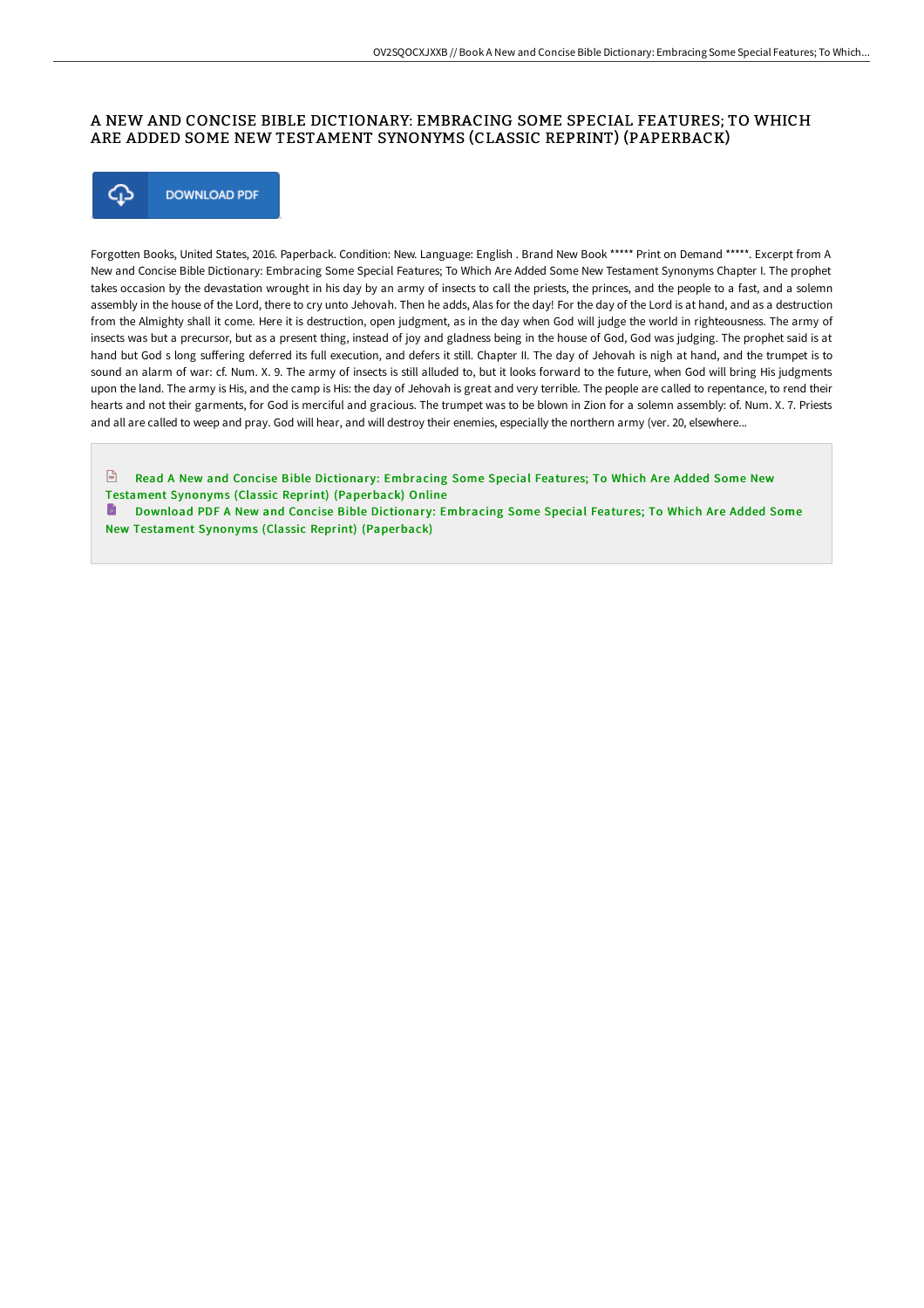# A NEW AND CONCISE BIBLE DICTIONARY: EMBRACING SOME SPECIAL FEATURES; TO WHICH ARE ADDED SOME NEW TESTAMENT SYNONYMS (CLASSIC REPRINT) (PAPERBACK)

DOWNLOAD PDF

Forgotten Books, United States, 2016. Paperback. Condition: New. Language: English . Brand New Book ***** Print on Demand *****. Excerpt from A New and Concise Bible Dictionary: Embracing Some Special Features; To Which Are Added Some New Testament Synonyms Chapter I. The prophet takes occasion by the devastation wrought in his day by an army of insects to call the priests, the princes, and the people to a fast, and a solemn assembly in the house of the Lord, there to cry unto Jehovah. Then he adds, Alas for the day! For the day of the Lord is at hand, and as a destruction from the Almighty shall it come. Here it is destruction, open judgment, as in the day when God will judge the world in righteousness. The army of insects was but a precursor, but as a present thing, instead of joy and gladness being in the house of God, God was judging. The prophet said is at hand but God s long suffering deferred its full execution, and defers it still. Chapter II. The day of Jehovah is nigh at hand, and the trumpet is to sound an alarm of war: cf. Num. X. 9. The army of insects is still alluded to, but it looks forward to the future, when God will bring His judgments upon the land. The army is His, and the camp is His: the day of Jehovah is great and very terrible. The people are called to repentance, to rend their hearts and not their garments, for God is merciful and gracious. The trumpet was to be blown in Zion for a solemn assembly: of. Num. X. 7. Priests and all are called to weep and pray. God will hear, and will destroy their enemies, especially the northern army (ver. 20, elsewhere...

Read A New and Concise Bible Dictionary: Embracing Some Special Features; To Which Are Added Some New Testament Synonyms (Classic Reprint) (Paperback) Online

Download PDF A New and Concise Bible Dictionary: Embracing Some Special Features; To Which Are Added Some New Testament Synonyms (Classic Reprint) (Paperback)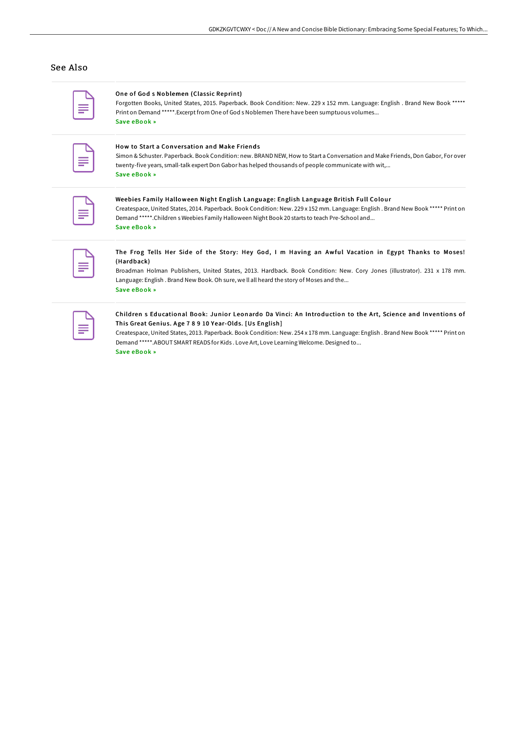## See Also

### One of God s Noblemen (Classic Reprint)

Forgotten Books, United States, 2015. Paperback. Book Condition: New. 229 x 152 mm. Language: English . Brand New Book ***** Print on Demand *****.Excerpt from One of God s Noblemen There have been sumptuous volumes...

Save eBook »

### How to Start a Conversation and Make Friends

Simon & Schuster. Paperback. Book Condition: new. BRAND NEW, How to Start a Conversation and Make Friends, Don Gabor, For over twenty-five years, small-talk expert Don Gabor has helped thousands of people communicate with wit,...

Save eBook »

### Weebies Family Halloween Night English Language: English Language British Full Colour

Createspace, United States, 2014. Paperback. Book Condition: New. 229 x 152 mm. Language: English . Brand New Book ***** Print on Demand *****.Children s Weebies Family Halloween Night Book 20 starts to teach Pre-School and...

Save eBook »

### The Frog Tells Her Side of the Story: Hey God, I m Having an Awful Vacation in Egypt Thanks to Moses! (Hardback)

Broadman Holman Publishers, United States, 2013. Hardback. Book Condition: New. Cory Jones (illustrator). 231 x 178 mm. Language: English . Brand New Book. Oh sure, we ll all heard the story of Moses and the...

Save eBook »

### Children s Educational Book: Junior Leonardo Da Vinci: An Introduction to the Art, Science and Inventions of This Great Genius. Age 7 8 9 10 Year-Olds. [Us English]

Createspace, United States, 2013. Paperback. Book Condition: New. 254 x 178 mm. Language: English . Brand New Book ***** Print on Demand *****.ABOUT SMART READS for Kids . Love Art, Love Learning Welcome. Designed to...

Save eBook »